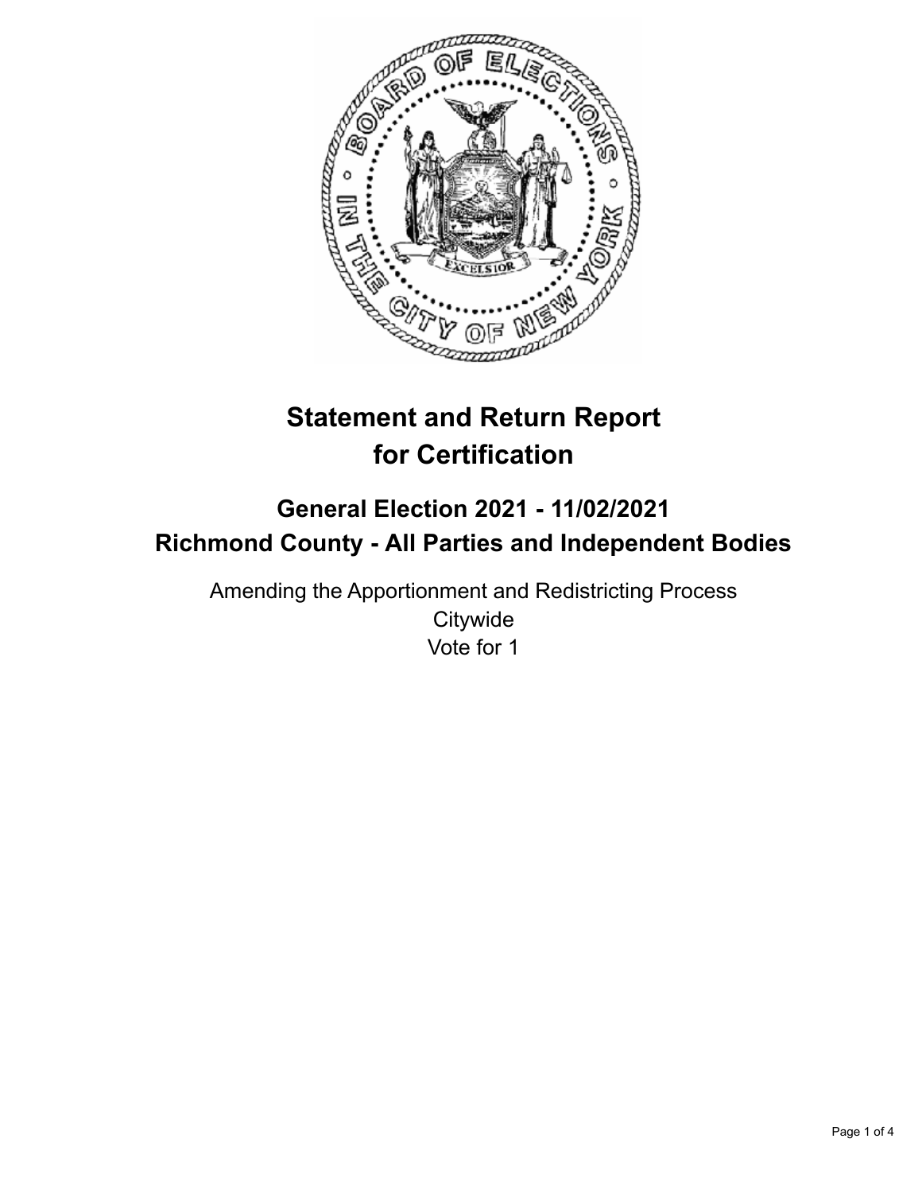# Statement and Return Report for Certification

## General Election 2021 - 11/02/2021
## Richmond County - All Parties and Independent Bodies

Amending the Apportionment and Redistricting Process
Citywide
Vote for 1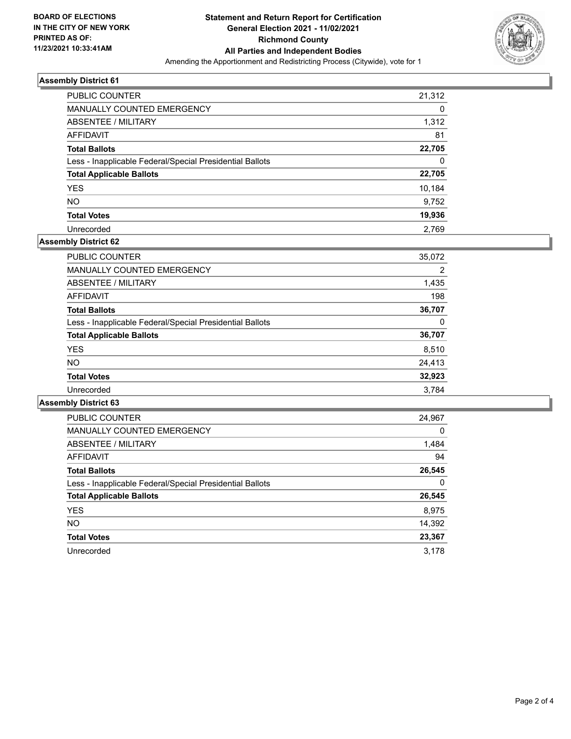**BOARD OF ELECTIONS IN THE CITY OF NEW YORK PRINTED AS OF: 11/23/2021 10:33:41AM**

**Statement and Return Report for Certification**
**General Election 2021 - 11/02/2021**
**Richmond County**
**All Parties and Independent Bodies**
Amending the Apportionment and Redistricting Process (Citywide), vote for 1

### Assembly District 61

| | |
|---|---|
| PUBLIC COUNTER | 21,312 |
| MANUALLY COUNTED EMERGENCY | 0 |
| ABSENTEE / MILITARY | 1,312 |
| AFFIDAVIT | 81 |
| **Total Ballots** | **22,705** |
| Less - Inapplicable Federal/Special Presidential Ballots | 0 |
| **Total Applicable Ballots** | **22,705** |
| YES | 10,184 |
| NO | 9,752 |
| **Total Votes** | **19,936** |
| Unrecorded | 2,769 |

### Assembly District 62

| | |
|---|---|
| PUBLIC COUNTER | 35,072 |
| MANUALLY COUNTED EMERGENCY | 2 |
| ABSENTEE / MILITARY | 1,435 |
| AFFIDAVIT | 198 |
| **Total Ballots** | **36,707** |
| Less - Inapplicable Federal/Special Presidential Ballots | 0 |
| **Total Applicable Ballots** | **36,707** |
| YES | 8,510 |
| NO | 24,413 |
| **Total Votes** | **32,923** |
| Unrecorded | 3,784 |

### Assembly District 63

| | |
|---|---|
| PUBLIC COUNTER | 24,967 |
| MANUALLY COUNTED EMERGENCY | 0 |
| ABSENTEE / MILITARY | 1,484 |
| AFFIDAVIT | 94 |
| **Total Ballots** | **26,545** |
| Less - Inapplicable Federal/Special Presidential Ballots | 0 |
| **Total Applicable Ballots** | **26,545** |
| YES | 8,975 |
| NO | 14,392 |
| **Total Votes** | **23,367** |
| Unrecorded | 3,178 |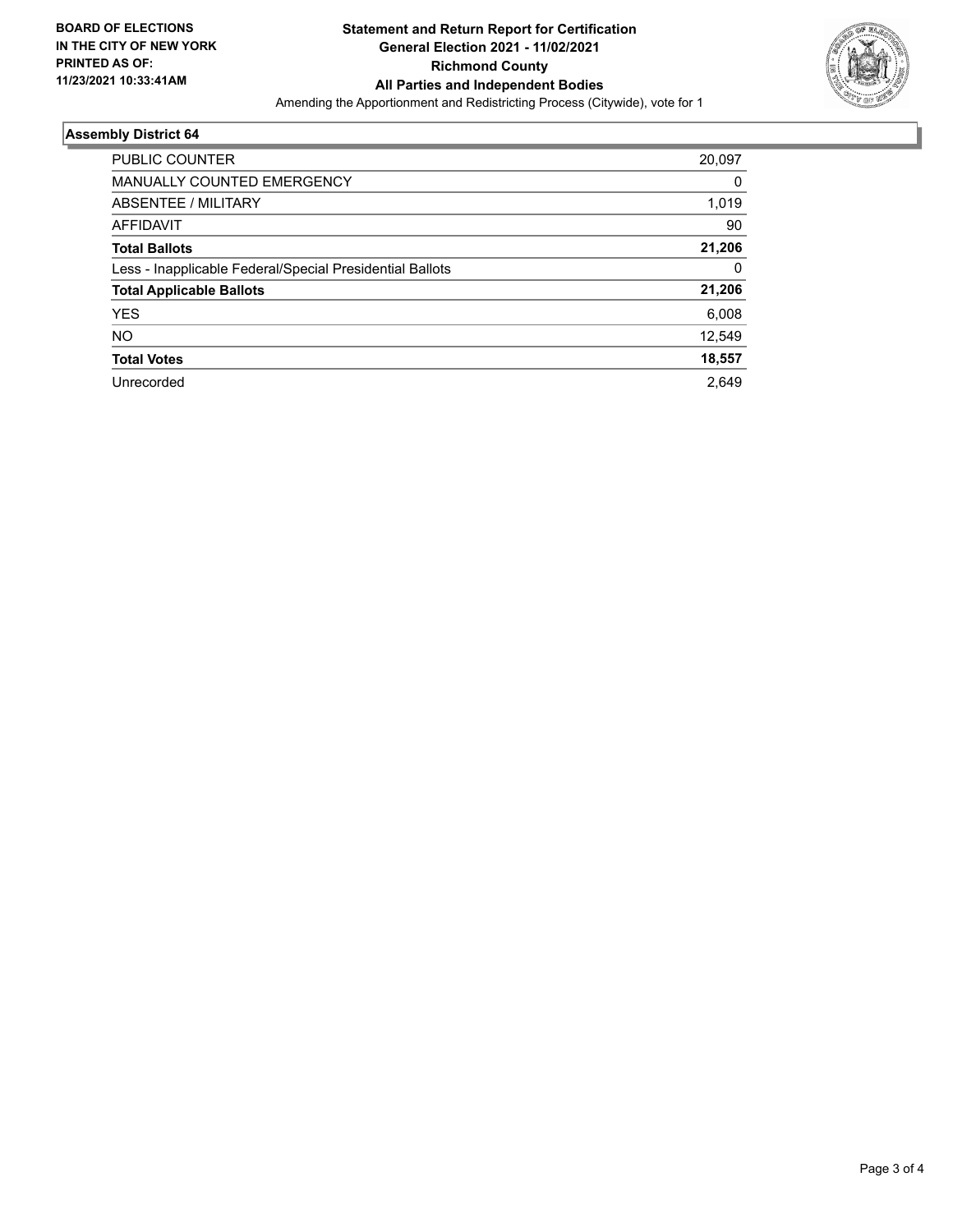**BOARD OF ELECTIONS IN THE CITY OF NEW YORK PRINTED AS OF: 11/23/2021 10:33:41AM**

**Statement and Return Report for Certification**
**General Election 2021 - 11/02/2021**
**Richmond County**
**All Parties and Independent Bodies**
Amending the Apportionment and Redistricting Process (Citywide), vote for 1

## Assembly District 64

| | |
|---|---|
| PUBLIC COUNTER | 20,097 |
| MANUALLY COUNTED EMERGENCY | 0 |
| ABSENTEE / MILITARY | 1,019 |
| AFFIDAVIT | 90 |
| **Total Ballots** | **21,206** |
| Less - Inapplicable Federal/Special Presidential Ballots | 0 |
| **Total Applicable Ballots** | **21,206** |
| YES | 6,008 |
| NO | 12,549 |
| **Total Votes** | **18,557** |
| Unrecorded | 2,649 |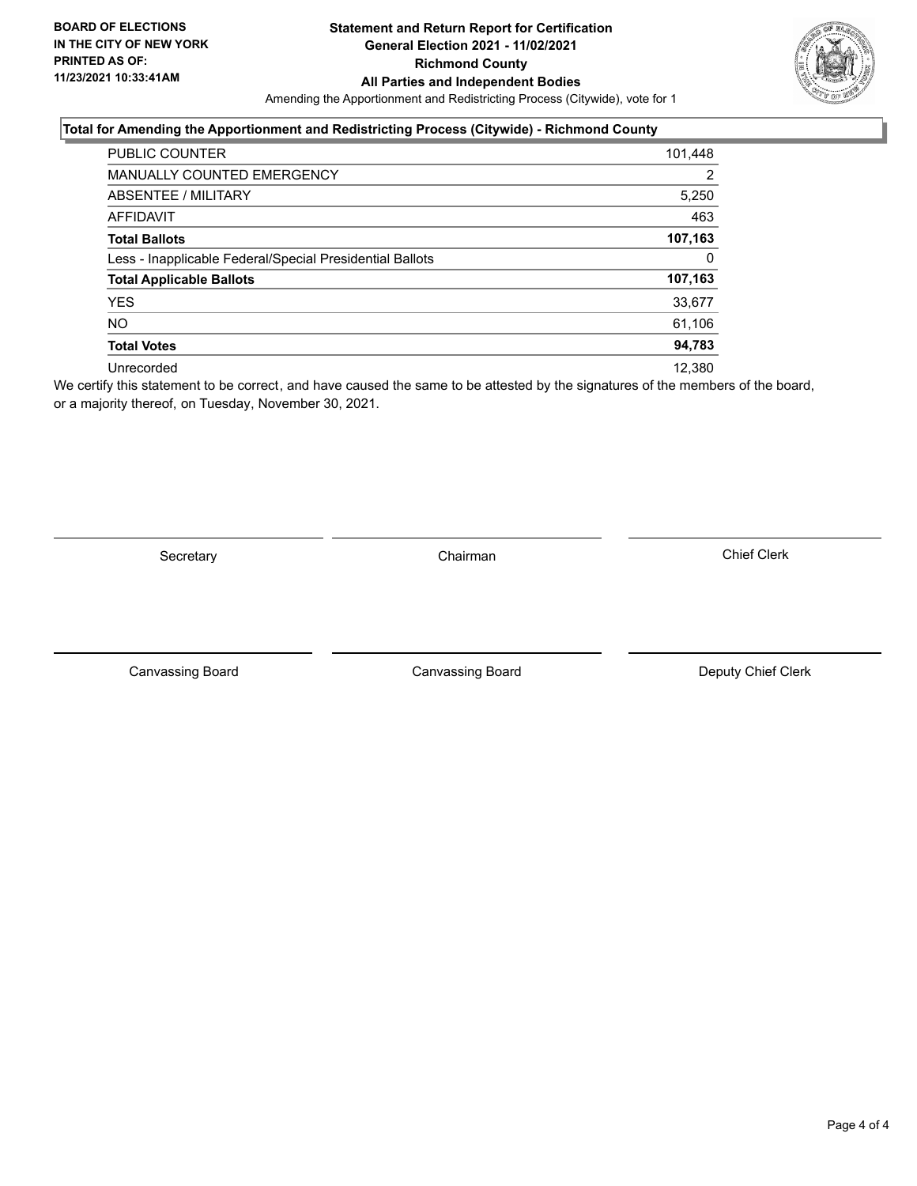**BOARD OF ELECTIONS IN THE CITY OF NEW YORK PRINTED AS OF: 11/23/2021 10:33:41AM**

**Statement and Return Report for Certification**
**General Election 2021 - 11/02/2021**
**Richmond County**
**All Parties and Independent Bodies**
Amending the Apportionment and Redistricting Process (Citywide), vote for 1

**Total for Amending the Apportionment and Redistricting Process (Citywide) - Richmond County**

| | |
|---|---|
| PUBLIC COUNTER | 101,448 |
| MANUALLY COUNTED EMERGENCY | 2 |
| ABSENTEE / MILITARY | 5,250 |
| AFFIDAVIT | 463 |
| **Total Ballots** | **107,163** |
| Less - Inapplicable Federal/Special Presidential Ballots | 0 |
| **Total Applicable Ballots** | **107,163** |
| YES | 33,677 |
| NO | 61,106 |
| **Total Votes** | **94,783** |
| Unrecorded | 12,380 |

We certify this statement to be correct, and have caused the same to be attested by the signatures of the members of the board, or a majority thereof, on Tuesday, November 30, 2021.

Secretary

Chairman

Chief Clerk

Canvassing Board

Canvassing Board

Deputy Chief Clerk